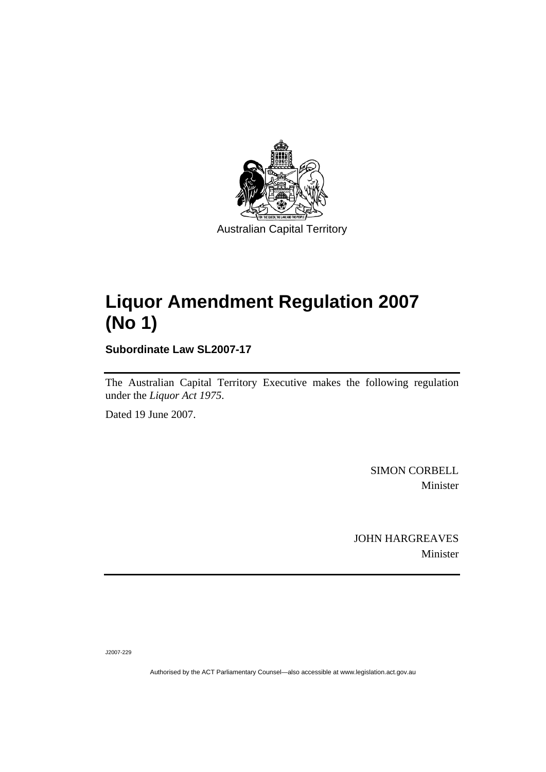Australian Capital Territory

# Liquor Amendment Regulation 2007 (No 1)

**Subordinate Law SL2007-17**

The Australian Capital Territory Executive makes the following regulation under the *Liquor Act 1975*.

Dated 19 June 2007.

SIMON CORBELL
Minister

JOHN HARGREAVES
Minister

J2007-229

Authorised by the ACT Parliamentary Counsel—also accessible at www.legislation.act.gov.au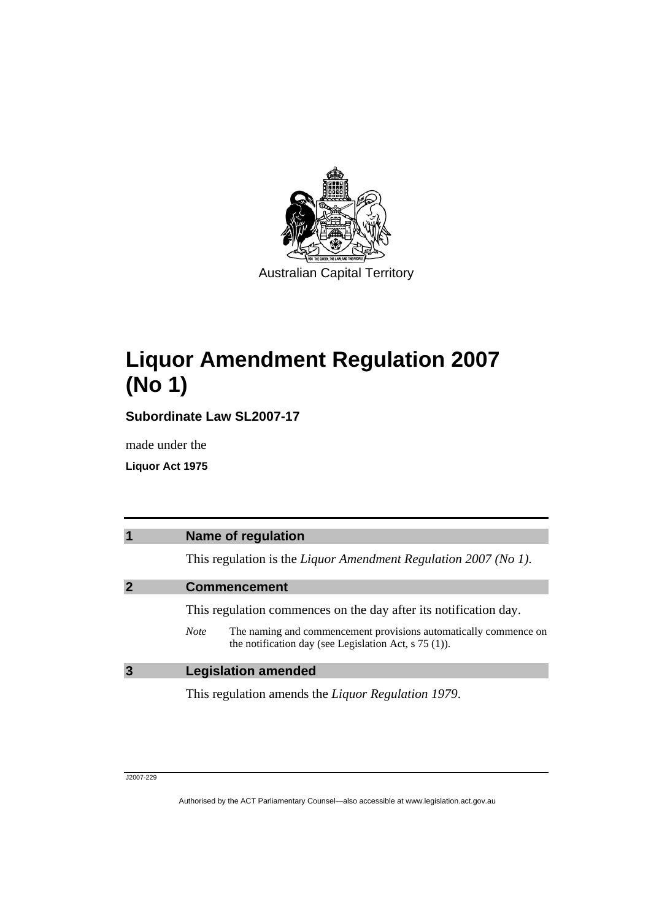Australian Capital Territory

# Liquor Amendment Regulation 2007 (No 1)

**Subordinate Law SL2007-17**

made under the

**Liquor Act 1975**

## 1 Name of regulation

This regulation is the *Liquor Amendment Regulation 2007 (No 1)*.

## 2 Commencement

This regulation commences on the day after its notification day.

*Note* The naming and commencement provisions automatically commence on the notification day (see Legislation Act, s 75 (1)).

## 3 Legislation amended

This regulation amends the *Liquor Regulation 1979*.

J2007-229

Authorised by the ACT Parliamentary Counsel—also accessible at www.legislation.act.gov.au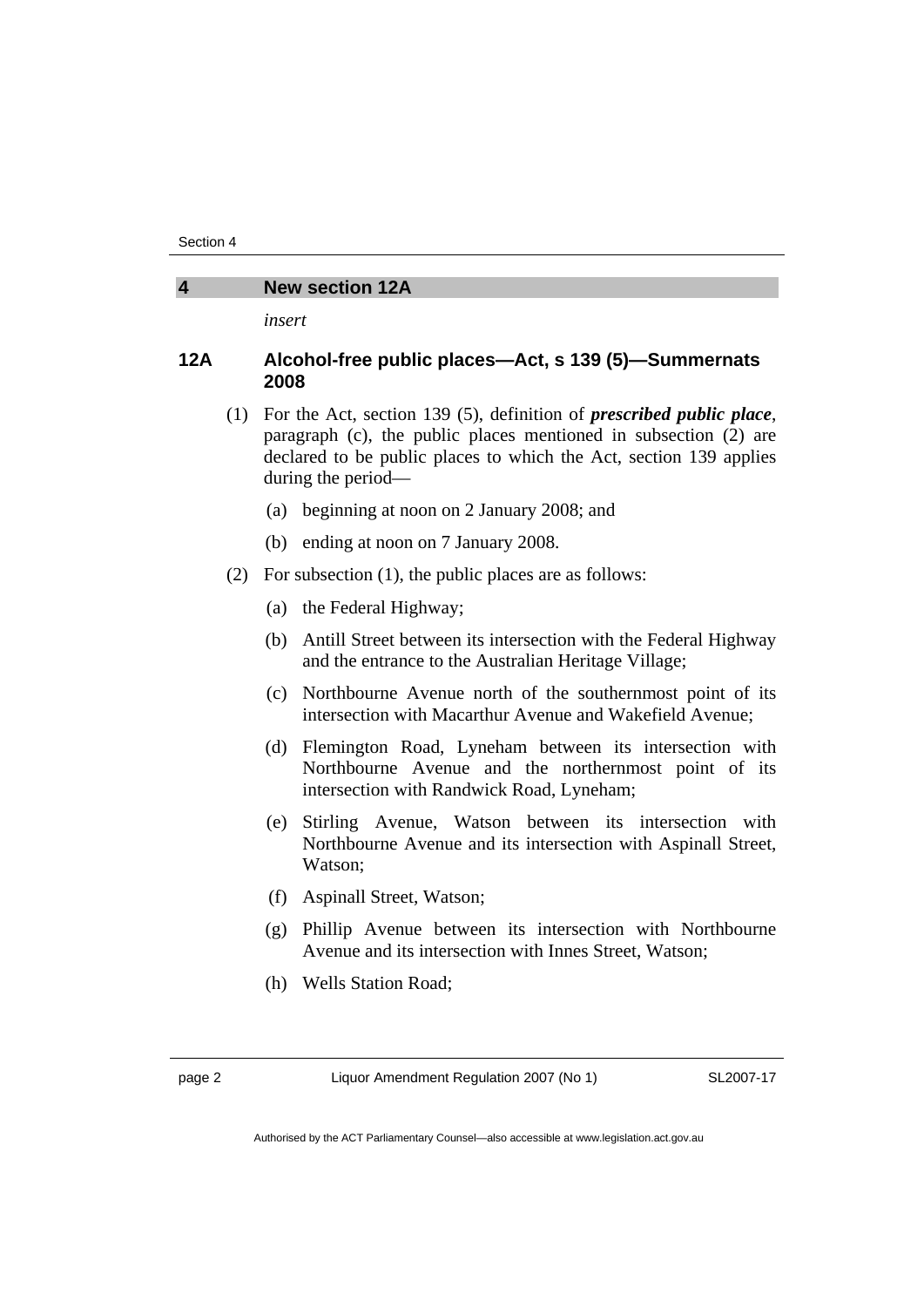## 4 New section 12A

*insert*

### 12A Alcohol-free public places—Act, s 139 (5)—Summernats 2008

(1) For the Act, section 139 (5), definition of ***prescribed public place***, paragraph (c), the public places mentioned in subsection (2) are declared to be public places to which the Act, section 139 applies during the period—

(a) beginning at noon on 2 January 2008; and

(b) ending at noon on 7 January 2008.

(2) For subsection (1), the public places are as follows:

(a) the Federal Highway;

(b) Antill Street between its intersection with the Federal Highway and the entrance to the Australian Heritage Village;

(c) Northbourne Avenue north of the southernmost point of its intersection with Macarthur Avenue and Wakefield Avenue;

(d) Flemington Road, Lyneham between its intersection with Northbourne Avenue and the northernmost point of its intersection with Randwick Road, Lyneham;

(e) Stirling Avenue, Watson between its intersection with Northbourne Avenue and its intersection with Aspinall Street, Watson;

(f) Aspinall Street, Watson;

(g) Phillip Avenue between its intersection with Northbourne Avenue and its intersection with Innes Street, Watson;

(h) Wells Station Road;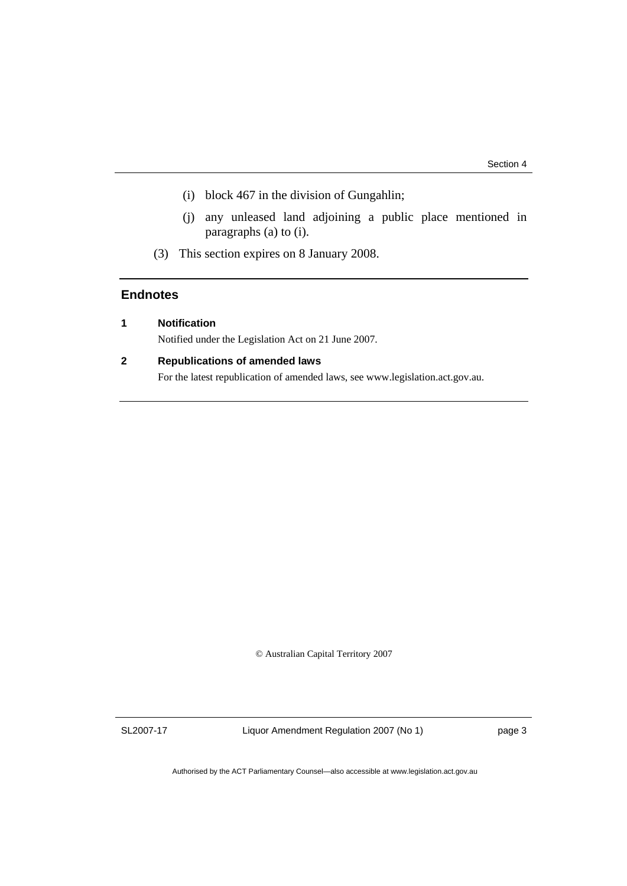(i) block 467 in the division of Gungahlin;

(j) any unleased land adjoining a public place mentioned in paragraphs (a) to (i).

(3) This section expires on 8 January 2008.

## Endnotes

### 1 Notification

Notified under the Legislation Act on 21 June 2007.

### 2 Republications of amended laws

For the latest republication of amended laws, see www.legislation.act.gov.au.

© Australian Capital Territory 2007